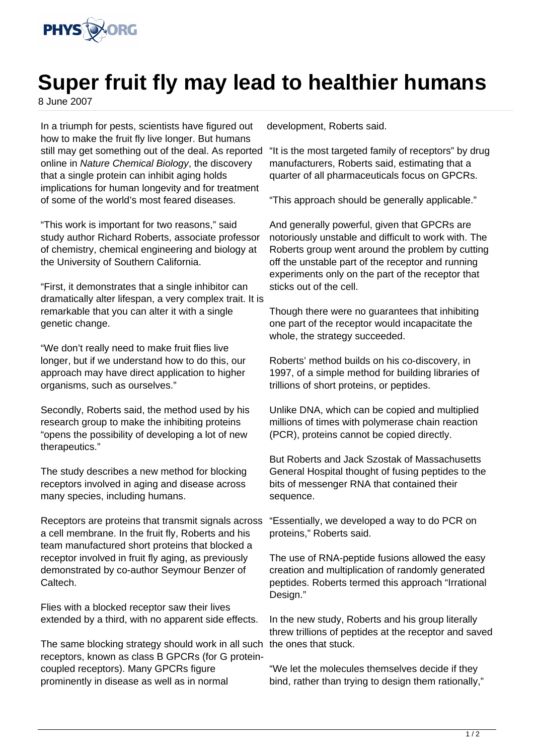# Super fruit fly may lead to healthier humans

8 June 2007

In a triumph for pests, scientists have figured out how to make the fruit fly live longer. But humans still may get something out of the deal. As reported online in *Nature Chemical Biology*, the discovery that a single protein can inhibit aging holds implications for human longevity and for treatment of some of the world's most feared diseases.

"This work is important for two reasons," said study author Richard Roberts, associate professor of chemistry, chemical engineering and biology at the University of Southern California.

"First, it demonstrates that a single inhibitor can dramatically alter lifespan, a very complex trait. It is remarkable that you can alter it with a single genetic change.

"We don't really need to make fruit flies live longer, but if we understand how to do this, our approach may have direct application to higher organisms, such as ourselves."

Secondly, Roberts said, the method used by his research group to make the inhibiting proteins "opens the possibility of developing a lot of new therapeutics."

The study describes a new method for blocking receptors involved in aging and disease across many species, including humans.

Receptors are proteins that transmit signals across a cell membrane. In the fruit fly, Roberts and his team manufactured short proteins that blocked a receptor involved in fruit fly aging, as previously demonstrated by co-author Seymour Benzer of Caltech.

Flies with a blocked receptor saw their lives extended by a third, with no apparent side effects.

The same blocking strategy should work in all such receptors, known as class B GPCRs (for G protein-coupled receptors). Many GPCRs figure prominently in disease as well as in normal development, Roberts said.

"It is the most targeted family of receptors" by drug manufacturers, Roberts said, estimating that a quarter of all pharmaceuticals focus on GPCRs.

"This approach should be generally applicable."

And generally powerful, given that GPCRs are notoriously unstable and difficult to work with. The Roberts group went around the problem by cutting off the unstable part of the receptor and running experiments only on the part of the receptor that sticks out of the cell.

Though there were no guarantees that inhibiting one part of the receptor would incapacitate the whole, the strategy succeeded.

Roberts' method builds on his co-discovery, in 1997, of a simple method for building libraries of trillions of short proteins, or peptides.

Unlike DNA, which can be copied and multiplied millions of times with polymerase chain reaction (PCR), proteins cannot be copied directly.

But Roberts and Jack Szostak of Massachusetts General Hospital thought of fusing peptides to the bits of messenger RNA that contained their sequence.

"Essentially, we developed a way to do PCR on proteins," Roberts said.

The use of RNA-peptide fusions allowed the easy creation and multiplication of randomly generated peptides. Roberts termed this approach "Irrational Design."

In the new study, Roberts and his group literally threw trillions of peptides at the receptor and saved the ones that stuck.

"We let the molecules themselves decide if they bind, rather than trying to design them rationally,"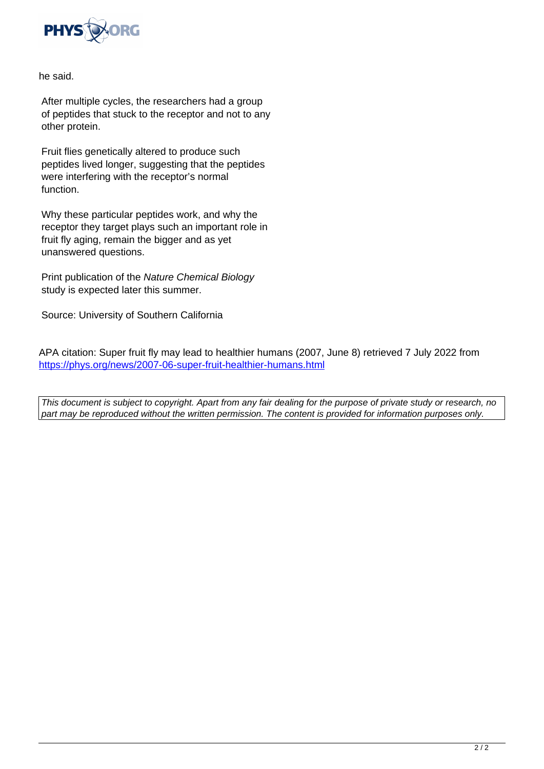he said.

After multiple cycles, the researchers had a group of peptides that stuck to the receptor and not to any other protein.

Fruit flies genetically altered to produce such peptides lived longer, suggesting that the peptides were interfering with the receptor's normal function.

Why these particular peptides work, and why the receptor they target plays such an important role in fruit fly aging, remain the bigger and as yet unanswered questions.

Print publication of the *Nature Chemical Biology* study is expected later this summer.

Source: University of Southern California

APA citation: Super fruit fly may lead to healthier humans (2007, June 8) retrieved 7 July 2022 from https://phys.org/news/2007-06-super-fruit-healthier-humans.html

*This document is subject to copyright. Apart from any fair dealing for the purpose of private study or research, no part may be reproduced without the written permission. The content is provided for information purposes only.*